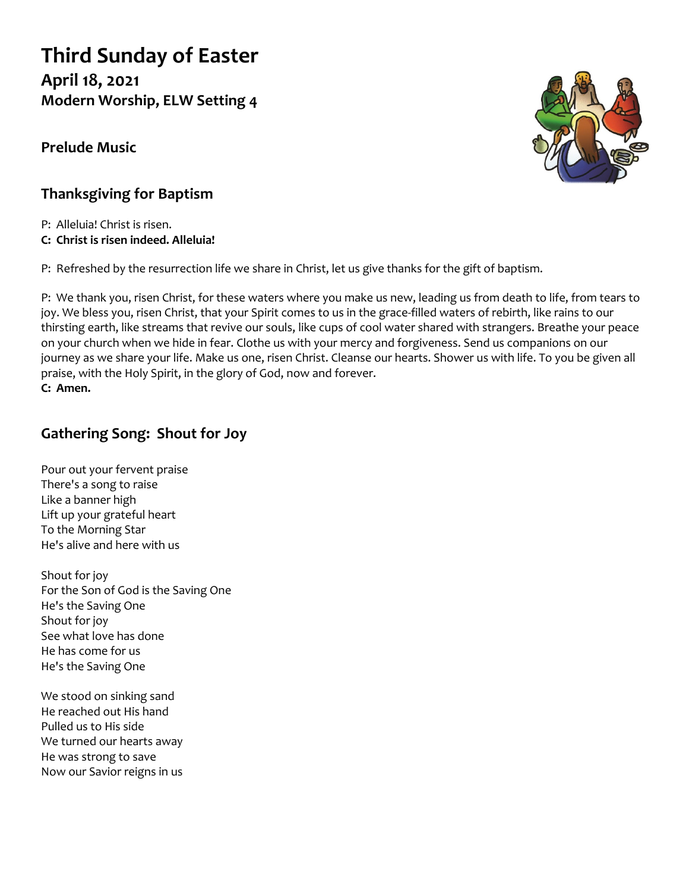# Third Sunday of Easter

**April 18, 2021**
**Modern Worship, ELW Setting 4**

## Prelude Music

## Thanksgiving for Baptism

P: Alleluia! Christ is risen.
**C: Christ is risen indeed. Alleluia!**

P: Refreshed by the resurrection life we share in Christ, let us give thanks for the gift of baptism.

P: We thank you, risen Christ, for these waters where you make us new, leading us from death to life, from tears to joy. We bless you, risen Christ, that your Spirit comes to us in the grace-filled waters of rebirth, like rains to our thirsting earth, like streams that revive our souls, like cups of cool water shared with strangers. Breathe your peace on your church when we hide in fear. Clothe us with your mercy and forgiveness. Send us companions on our journey as we share your life. Make us one, risen Christ. Cleanse our hearts. Shower us with life. To you be given all praise, with the Holy Spirit, in the glory of God, now and forever.
**C: Amen.**

## Gathering Song: Shout for Joy

Pour out your fervent praise
There's a song to raise
Like a banner high
Lift up your grateful heart
To the Morning Star
He's alive and here with us

Shout for joy
For the Son of God is the Saving One
He's the Saving One
Shout for joy
See what love has done
He has come for us
He's the Saving One

We stood on sinking sand
He reached out His hand
Pulled us to His side
We turned our hearts away
He was strong to save
Now our Savior reigns in us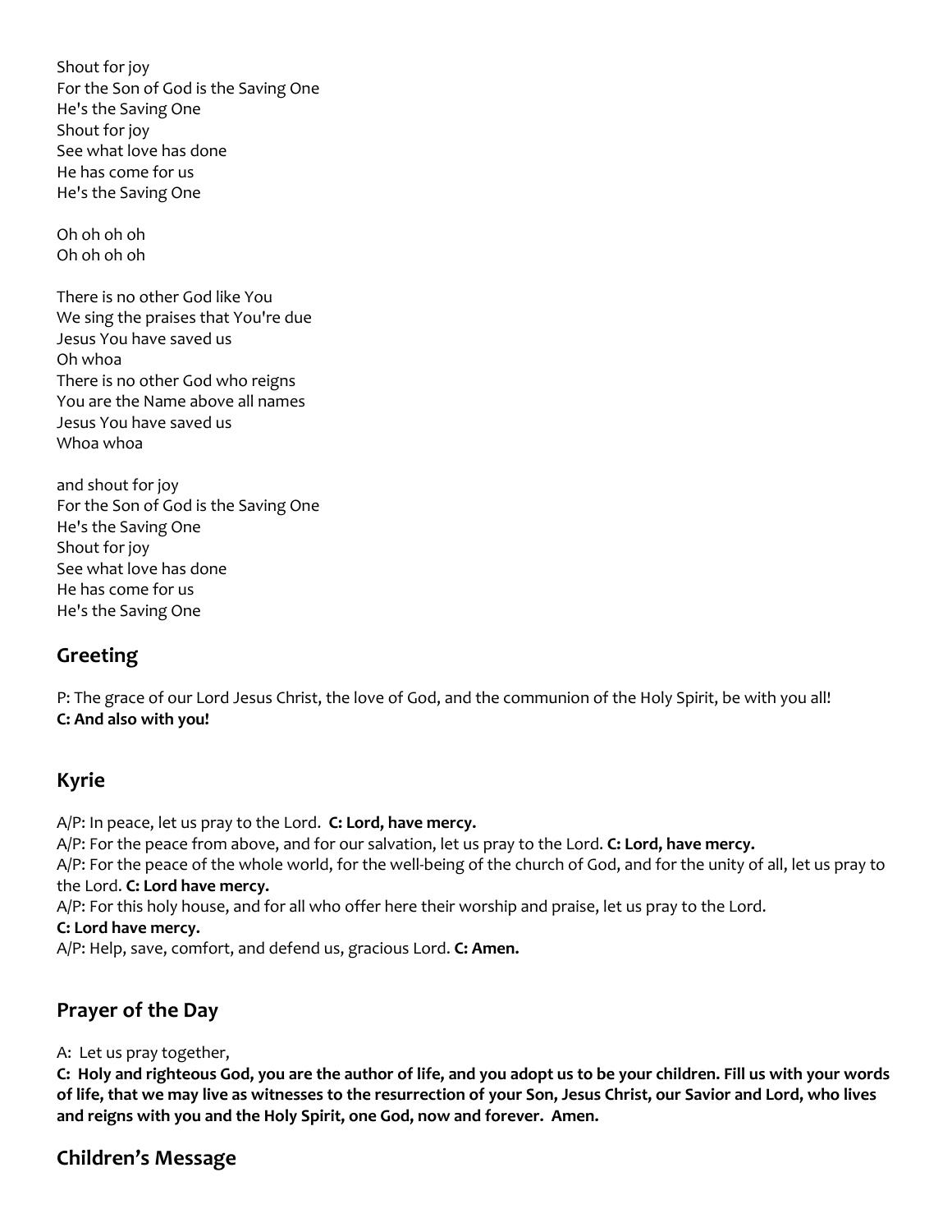Shout for joy
For the Son of God is the Saving One
He's the Saving One
Shout for joy
See what love has done
He has come for us
He's the Saving One

Oh oh oh oh
Oh oh oh oh

There is no other God like You
We sing the praises that You're due
Jesus You have saved us
Oh whoa
There is no other God who reigns
You are the Name above all names
Jesus You have saved us
Whoa whoa

and shout for joy
For the Son of God is the Saving One
He's the Saving One
Shout for joy
See what love has done
He has come for us
He's the Saving One

## Greeting

P: The grace of our Lord Jesus Christ, the love of God, and the communion of the Holy Spirit, be with you all!
**C: And also with you!**

## Kyrie

A/P: In peace, let us pray to the Lord. **C: Lord, have mercy.**
A/P: For the peace from above, and for our salvation, let us pray to the Lord. **C: Lord, have mercy.**
A/P: For the peace of the whole world, for the well-being of the church of God, and for the unity of all, let us pray to the Lord. **C: Lord have mercy.**
A/P: For this holy house, and for all who offer here their worship and praise, let us pray to the Lord.
**C: Lord have mercy.**
A/P: Help, save, comfort, and defend us, gracious Lord. **C: Amen.**

## Prayer of the Day

A: Let us pray together,
**C: Holy and righteous God, you are the author of life, and you adopt us to be your children. Fill us with your words of life, that we may live as witnesses to the resurrection of your Son, Jesus Christ, our Savior and Lord, who lives and reigns with you and the Holy Spirit, one God, now and forever. Amen.**

## Children's Message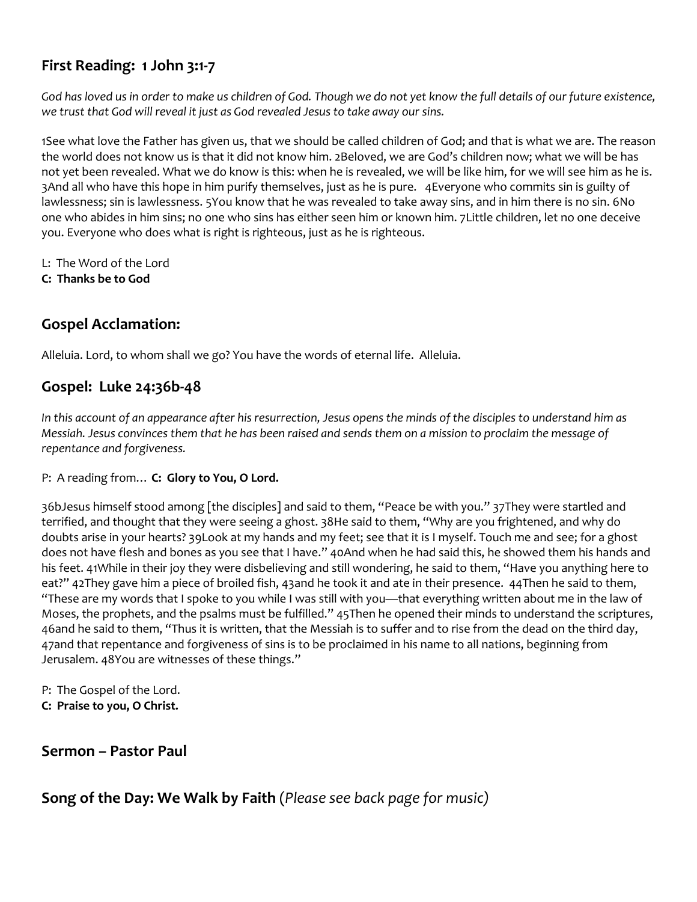## First Reading: 1 John 3:1-7

*God has loved us in order to make us children of God. Though we do not yet know the full details of our future existence, we trust that God will reveal it just as God revealed Jesus to take away our sins.*

1See what love the Father has given us, that we should be called children of God; and that is what we are. The reason the world does not know us is that it did not know him. 2Beloved, we are God's children now; what we will be has not yet been revealed. What we do know is this: when he is revealed, we will be like him, for we will see him as he is. 3And all who have this hope in him purify themselves, just as he is pure. 4Everyone who commits sin is guilty of lawlessness; sin is lawlessness. 5You know that he was revealed to take away sins, and in him there is no sin. 6No one who abides in him sins; no one who sins has either seen him or known him. 7Little children, let no one deceive you. Everyone who does what is right is righteous, just as he is righteous.

L: The Word of the Lord
**C: Thanks be to God**

## Gospel Acclamation:

Alleluia. Lord, to whom shall we go? You have the words of eternal life. Alleluia.

## Gospel: Luke 24:36b-48

*In this account of an appearance after his resurrection, Jesus opens the minds of the disciples to understand him as Messiah. Jesus convinces them that he has been raised and sends them on a mission to proclaim the message of repentance and forgiveness.*

P: A reading from… **C: Glory to You, O Lord.**

36bJesus himself stood among [the disciples] and said to them, "Peace be with you." 37They were startled and terrified, and thought that they were seeing a ghost. 38He said to them, "Why are you frightened, and why do doubts arise in your hearts? 39Look at my hands and my feet; see that it is I myself. Touch me and see; for a ghost does not have flesh and bones as you see that I have." 40And when he had said this, he showed them his hands and his feet. 41While in their joy they were disbelieving and still wondering, he said to them, "Have you anything here to eat?" 42They gave him a piece of broiled fish, 43and he took it and ate in their presence. 44Then he said to them, "These are my words that I spoke to you while I was still with you—that everything written about me in the law of Moses, the prophets, and the psalms must be fulfilled." 45Then he opened their minds to understand the scriptures, 46and he said to them, "Thus it is written, that the Messiah is to suffer and to rise from the dead on the third day, 47and that repentance and forgiveness of sins is to be proclaimed in his name to all nations, beginning from Jerusalem. 48You are witnesses of these things."

P: The Gospel of the Lord.
**C: Praise to you, O Christ.**

## Sermon – Pastor Paul

## Song of the Day: We Walk by Faith (*Please see back page for music)*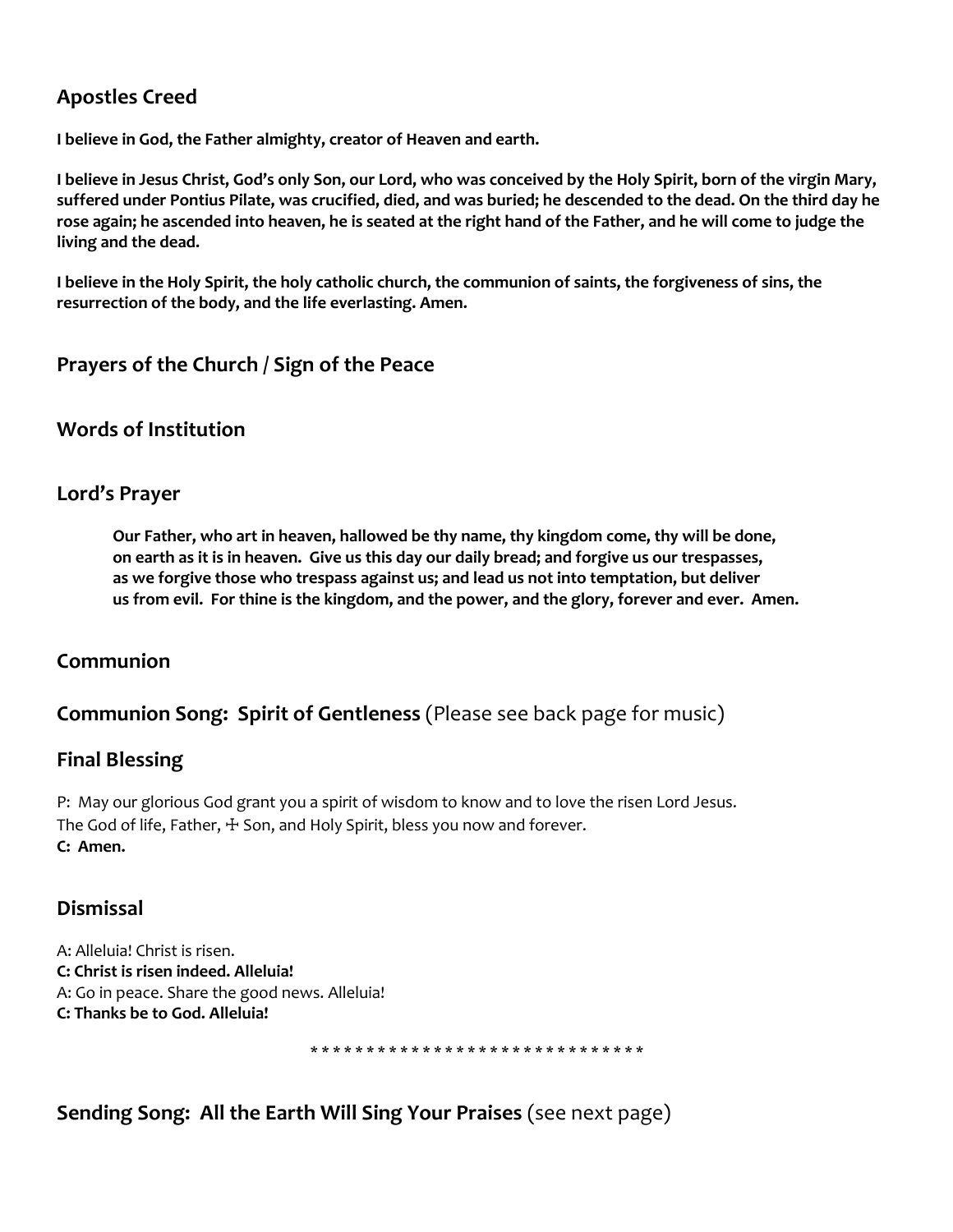## Apostles Creed

**I believe in God, the Father almighty, creator of Heaven and earth.**

**I believe in Jesus Christ, God's only Son, our Lord, who was conceived by the Holy Spirit, born of the virgin Mary, suffered under Pontius Pilate, was crucified, died, and was buried; he descended to the dead. On the third day he rose again; he ascended into heaven, he is seated at the right hand of the Father, and he will come to judge the living and the dead.**

**I believe in the Holy Spirit, the holy catholic church, the communion of saints, the forgiveness of sins, the resurrection of the body, and the life everlasting. Amen.**

## Prayers of the Church / Sign of the Peace

## Words of Institution

## Lord's Prayer

> **Our Father, who art in heaven, hallowed be thy name, thy kingdom come, thy will be done, on earth as it is in heaven. Give us this day our daily bread; and forgive us our trespasses, as we forgive those who trespass against us; and lead us not into temptation, but deliver us from evil. For thine is the kingdom, and the power, and the glory, forever and ever. Amen.**

## Communion

## Communion Song: Spirit of Gentleness (Please see back page for music)

## Final Blessing

P: May our glorious God grant you a spirit of wisdom to know and to love the risen Lord Jesus.
The God of life, Father, ☩ Son, and Holy Spirit, bless you now and forever.
**C: Amen.**

## Dismissal

A: Alleluia! Christ is risen.
**C: Christ is risen indeed. Alleluia!**
A: Go in peace. Share the good news. Alleluia!
**C: Thanks be to God. Alleluia!**

* * * * * * * * * * * * * * * * * * * * * * * * * * * * * * *

## Sending Song: All the Earth Will Sing Your Praises (see next page)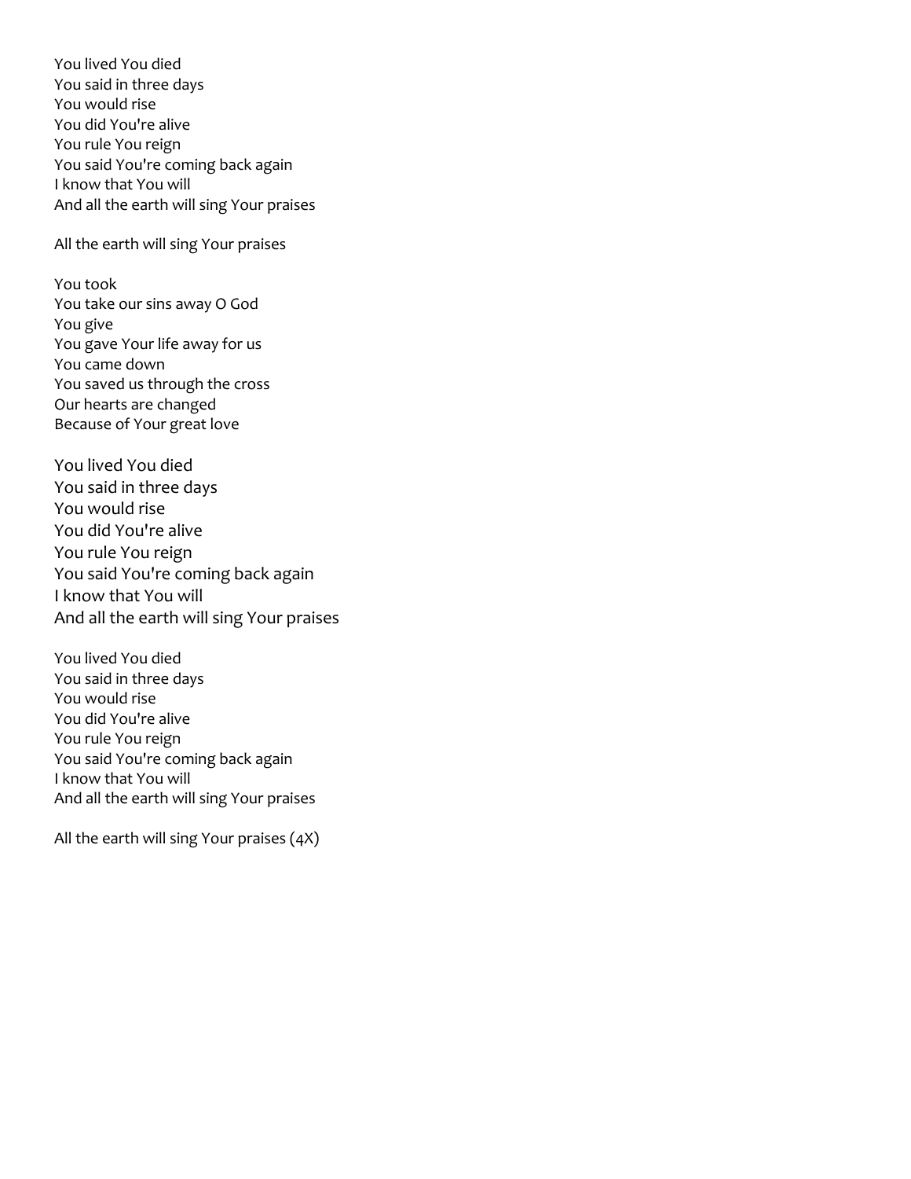You lived You died
You said in three days
You would rise
You did You're alive
You rule You reign
You said You're coming back again
I know that You will
And all the earth will sing Your praises

All the earth will sing Your praises

You took
You take our sins away O God
You give
You gave Your life away for us
You came down
You saved us through the cross
Our hearts are changed
Because of Your great love

You lived You died
You said in three days
You would rise
You did You're alive
You rule You reign
You said You're coming back again
I know that You will
And all the earth will sing Your praises

You lived You died
You said in three days
You would rise
You did You're alive
You rule You reign
You said You're coming back again
I know that You will
And all the earth will sing Your praises

All the earth will sing Your praises (4X)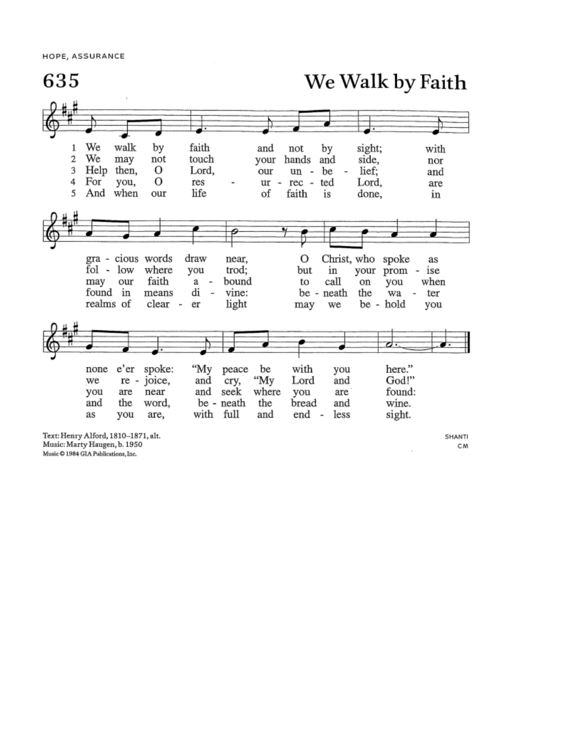HOPE, ASSURANCE

# 635 We Walk by Faith

1 We walk by faith and not by sight; with gracious words draw near, O Christ, who spoke as none e'er spoke: "My peace be with you here."

2 We may not touch your hands and side, nor follow where you trod; but in your promise we rejoice, and cry, "My Lord and God!"

3 Help then, O Lord, our unbelief; and may our faith abound to call on you when you are near and seek where you are found:

4 For you, O resurrected Lord, are found in means divine: beneath the water and the word, beneath the bread and wine.

5 And when our life of faith is done, in realms of clearer light may we behold you as you are, with full and endless sight.

Text: Henry Alford, 1810–1871, alt.
Music: Marty Haugen, b. 1950
Music © 1984 GIA Publications, Inc.

SHANTI
CM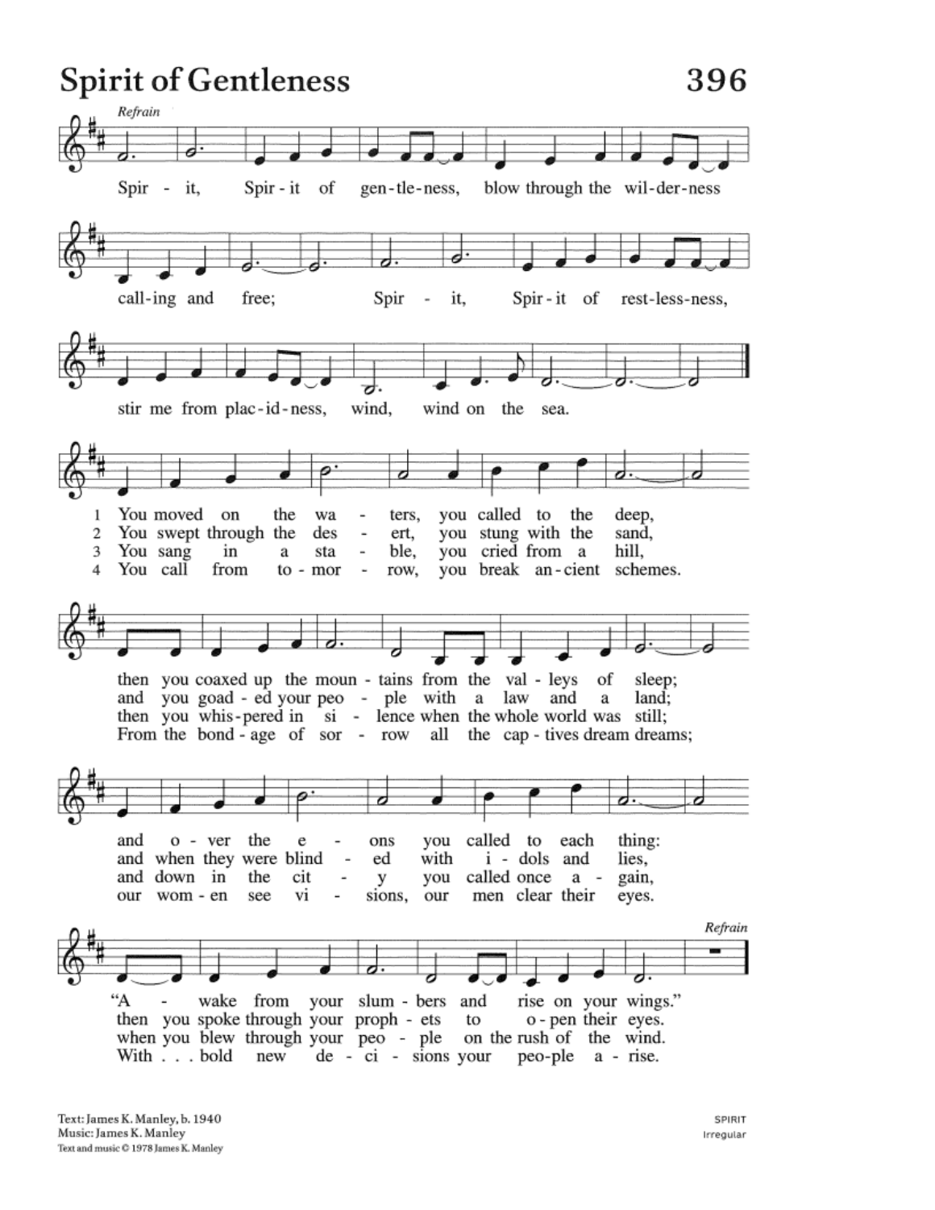# Spirit of Gentleness

396

*Refrain*

Spirit, Spirit of gentleness, blow through the wilderness calling and free;
Spirit, Spirit of restlessness, stir me from placidness, wind, wind on the sea.

1 You moved on the waters, you called to the deep,
then you coaxed up the mountains from the valleys of sleep;
and over the eons you called to each thing:
"Awake from your slumbers and rise on your wings." *Refrain*

2 You swept through the desert, you stung with the sand,
and you goaded your people with a law and a land;
and when they were blinded with idols and lies,
then you spoke through your prophets to open their eyes. *Refrain*

3 You sang in a stable, you cried from a hill,
then you whispered in silence when the whole world was still;
and down in the city you called once again,
when you blew through your people on the rush of the wind. *Refrain*

4 You call from tomorrow, you break ancient schemes.
From the bondage of sorrow all the captives dream dreams;
our women see visions, our men clear their eyes.
With . . . bold new decisions your people arise. *Refrain*

Text: James K. Manley, b. 1940
Music: James K. Manley
Text and music © 1978 James K. Manley

SPIRIT
Irregular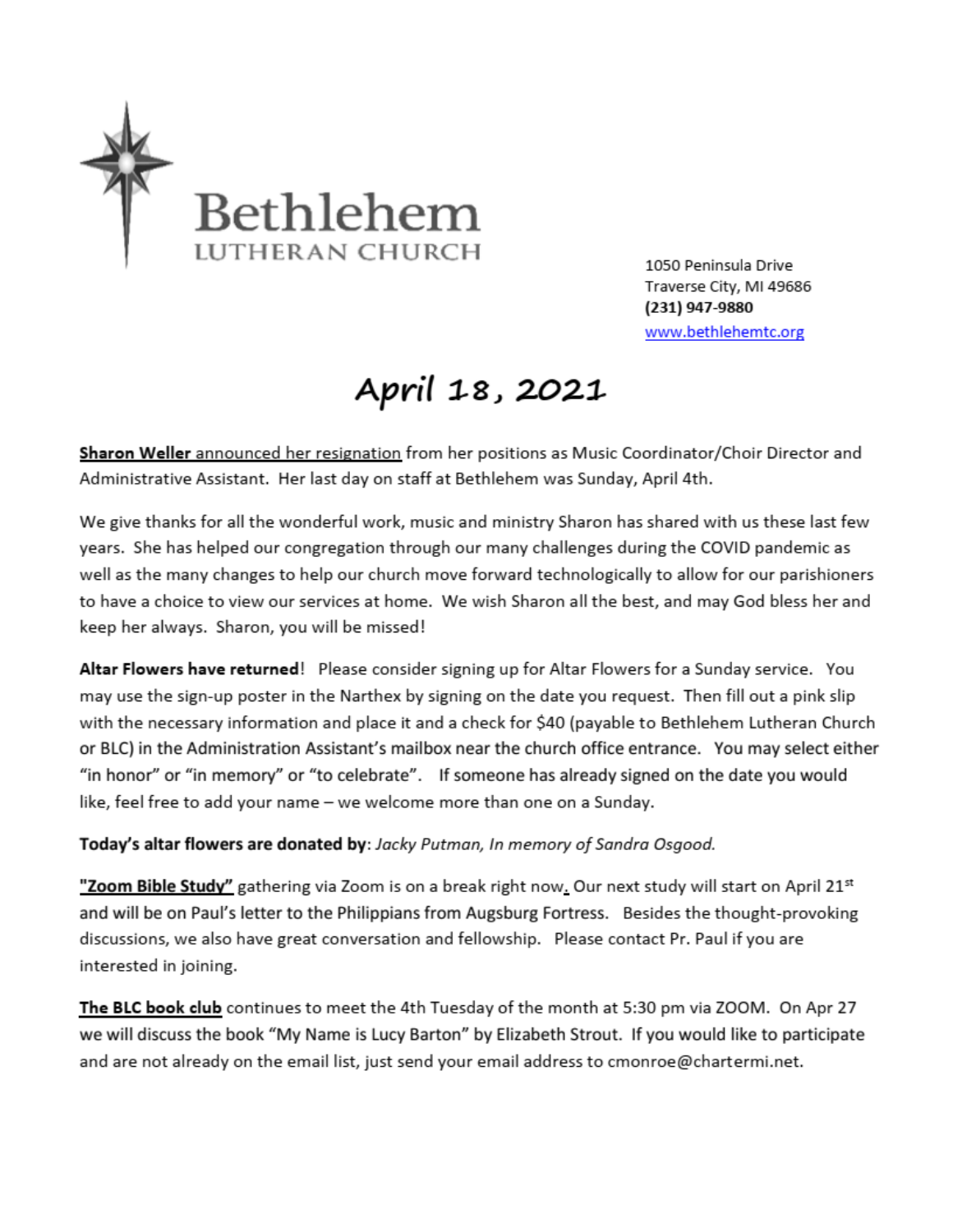# Bethlehem
## LUTHERAN CHURCH

1050 Peninsula Drive
Traverse City, MI 49686
**(231) 947-9880**
www.bethlehemtc.org

# April 18, 2021

**Sharon Weller** announced her resignation from her positions as Music Coordinator/Choir Director and Administrative Assistant. Her last day on staff at Bethlehem was Sunday, April 4th.

We give thanks for all the wonderful work, music and ministry Sharon has shared with us these last few years. She has helped our congregation through our many challenges during the COVID pandemic as well as the many changes to help our church move forward technologically to allow for our parishioners to have a choice to view our services at home. We wish Sharon all the best, and may God bless her and keep her always. Sharon, you will be missed!

**Altar Flowers have returned**! Please consider signing up for Altar Flowers for a Sunday service. You may use the sign-up poster in the Narthex by signing on the date you request. Then fill out a pink slip with the necessary information and place it and a check for $40 (payable to Bethlehem Lutheran Church or BLC) in the Administration Assistant's mailbox near the church office entrance. You may select either "in honor" or "in memory" or "to celebrate". If someone has already signed on the date you would like, feel free to add your name – we welcome more than one on a Sunday.

**Today's altar flowers are donated by**: *Jacky Putman, In memory of Sandra Osgood.*

**"Zoom Bible Study"** gathering via Zoom is on a break right now. Our next study will start on April 21st and will be on Paul's letter to the Philippians from Augsburg Fortress. Besides the thought-provoking discussions, we also have great conversation and fellowship. Please contact Pr. Paul if you are interested in joining.

**The BLC book club** continues to meet the 4th Tuesday of the month at 5:30 pm via ZOOM. On Apr 27 we will discuss the book "My Name is Lucy Barton" by Elizabeth Strout. If you would like to participate and are not already on the email list, just send your email address to cmonroe@chartermi.net.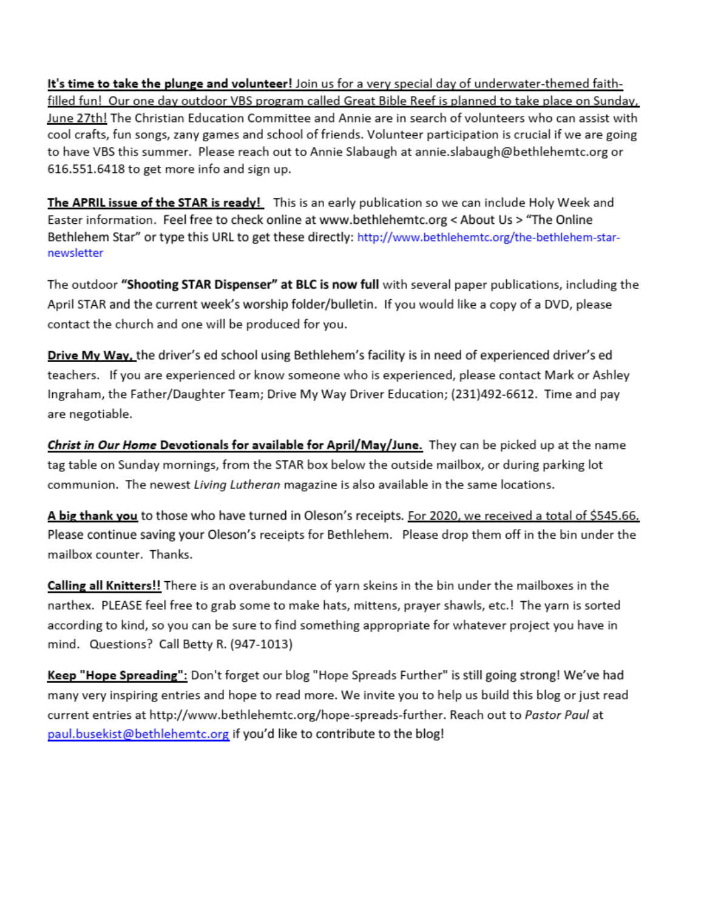**It's time to take the plunge and volunteer!** Join us for a very special day of underwater-themed faith-filled fun! Our one day outdoor VBS program called Great Bible Reef is planned to take place on Sunday, June 27th! The Christian Education Committee and Annie are in search of volunteers who can assist with cool crafts, fun songs, zany games and school of friends. Volunteer participation is crucial if we are going to have VBS this summer. Please reach out to Annie Slabaugh at annie.slabaugh@bethlehemtc.org or 616.551.6418 to get more info and sign up.

**The APRIL issue of the STAR is ready!** This is an early publication so we can include Holy Week and Easter information. Feel free to check online at www.bethlehemtc.org < About Us > "The Online Bethlehem Star" or type this URL to get these directly: http://www.bethlehemtc.org/the-bethlehem-star-newsletter

The outdoor **"Shooting STAR Dispenser" at BLC is now full** with several paper publications, including the April STAR and the current week's worship folder/bulletin. If you would like a copy of a DVD, please contact the church and one will be produced for you.

**Drive My Way,** the driver's ed school using Bethlehem's facility is in need of experienced driver's ed teachers. If you are experienced or know someone who is experienced, please contact Mark or Ashley Ingraham, the Father/Daughter Team; Drive My Way Driver Education; (231)492-6612. Time and pay are negotiable.

***Christ in Our Home* Devotionals for available for April/May/June.** They can be picked up at the name tag table on Sunday mornings, from the STAR box below the outside mailbox, or during parking lot communion. The newest *Living Lutheran* magazine is also available in the same locations.

**A big thank you** to those who have turned in Oleson's receipts. For 2020, we received a total of $545.66. Please continue saving your Oleson's receipts for Bethlehem. Please drop them off in the bin under the mailbox counter. Thanks.

**Calling all Knitters!!** There is an overabundance of yarn skeins in the bin under the mailboxes in the narthex. PLEASE feel free to grab some to make hats, mittens, prayer shawls, etc.! The yarn is sorted according to kind, so you can be sure to find something appropriate for whatever project you have in mind. Questions? Call Betty R. (947-1013)

**Keep "Hope Spreading":** Don't forget our blog "Hope Spreads Further" is still going strong! We've had many very inspiring entries and hope to read more. We invite you to help us build this blog or just read current entries at http://www.bethlehemtc.org/hope-spreads-further. Reach out to *Pastor Paul* at paul.busekist@bethlehemtc.org if you'd like to contribute to the blog!